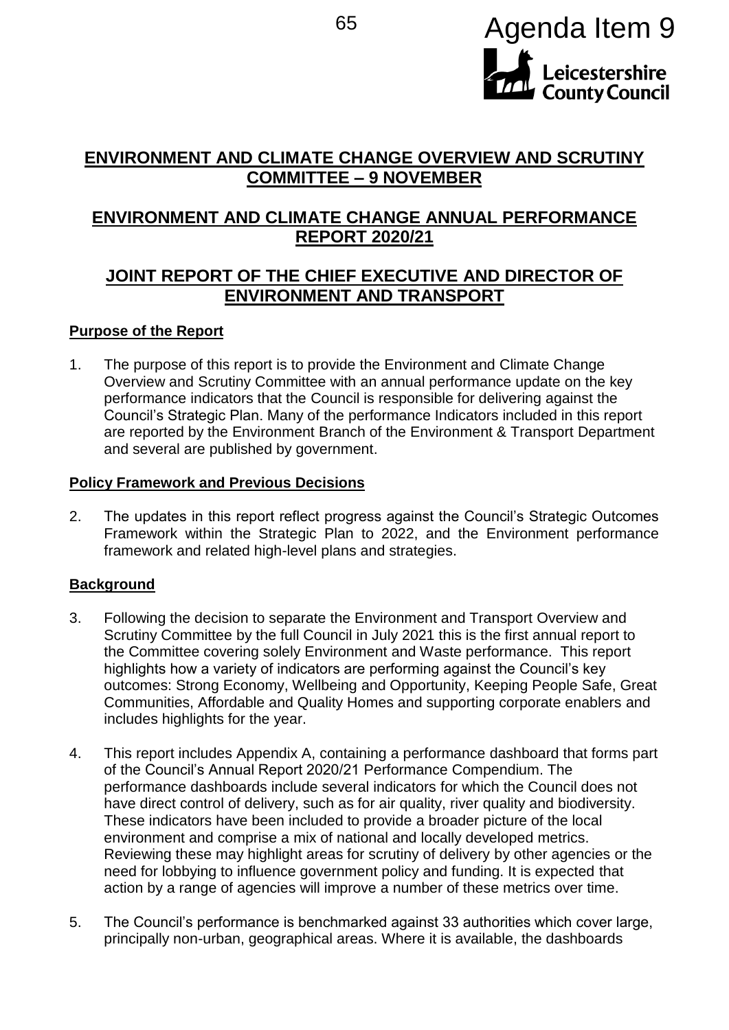Agenda Item 9

Leicestershire County Council

# ENVIRONMENT AND CLIMATE CHANGE OVERVIEW AND SCRUTINY COMMITTEE – 9 NOVEMBER

# ENVIRONMENT AND CLIMATE CHANGE ANNUAL PERFORMANCE REPORT 2020/21

# JOINT REPORT OF THE CHIEF EXECUTIVE AND DIRECTOR OF ENVIRONMENT AND TRANSPORT

## Purpose of the Report

1. The purpose of this report is to provide the Environment and Climate Change Overview and Scrutiny Committee with an annual performance update on the key performance indicators that the Council is responsible for delivering against the Council's Strategic Plan. Many of the performance Indicators included in this report are reported by the Environment Branch of the Environment & Transport Department and several are published by government.

## Policy Framework and Previous Decisions

2. The updates in this report reflect progress against the Council's Strategic Outcomes Framework within the Strategic Plan to 2022, and the Environment performance framework and related high-level plans and strategies.

## Background

3. Following the decision to separate the Environment and Transport Overview and Scrutiny Committee by the full Council in July 2021 this is the first annual report to the Committee covering solely Environment and Waste performance. This report highlights how a variety of indicators are performing against the Council's key outcomes: Strong Economy, Wellbeing and Opportunity, Keeping People Safe, Great Communities, Affordable and Quality Homes and supporting corporate enablers and includes highlights for the year.

4. This report includes Appendix A, containing a performance dashboard that forms part of the Council's Annual Report 2020/21 Performance Compendium. The performance dashboards include several indicators for which the Council does not have direct control of delivery, such as for air quality, river quality and biodiversity. These indicators have been included to provide a broader picture of the local environment and comprise a mix of national and locally developed metrics. Reviewing these may highlight areas for scrutiny of delivery by other agencies or the need for lobbying to influence government policy and funding. It is expected that action by a range of agencies will improve a number of these metrics over time.

5. The Council's performance is benchmarked against 33 authorities which cover large, principally non-urban, geographical areas. Where it is available, the dashboards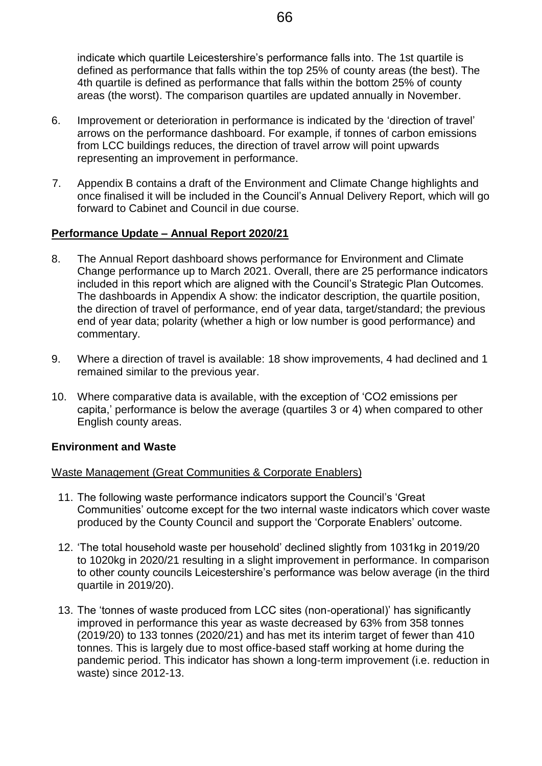indicate which quartile Leicestershire's performance falls into. The 1st quartile is defined as performance that falls within the top 25% of county areas (the best). The 4th quartile is defined as performance that falls within the bottom 25% of county areas (the worst). The comparison quartiles are updated annually in November.

6. Improvement or deterioration in performance is indicated by the 'direction of travel' arrows on the performance dashboard. For example, if tonnes of carbon emissions from LCC buildings reduces, the direction of travel arrow will point upwards representing an improvement in performance.

7. Appendix B contains a draft of the Environment and Climate Change highlights and once finalised it will be included in the Council's Annual Delivery Report, which will go forward to Cabinet and Council in due course.

## Performance Update – Annual Report 2020/21

8. The Annual Report dashboard shows performance for Environment and Climate Change performance up to March 2021. Overall, there are 25 performance indicators included in this report which are aligned with the Council's Strategic Plan Outcomes. The dashboards in Appendix A show: the indicator description, the quartile position, the direction of travel of performance, end of year data, target/standard; the previous end of year data; polarity (whether a high or low number is good performance) and commentary.

9. Where a direction of travel is available: 18 show improvements, 4 had declined and 1 remained similar to the previous year.

10. Where comparative data is available, with the exception of 'CO2 emissions per capita,' performance is below the average (quartiles 3 or 4) when compared to other English county areas.

### Environment and Waste

Waste Management (Great Communities & Corporate Enablers)

11. The following waste performance indicators support the Council's 'Great Communities' outcome except for the two internal waste indicators which cover waste produced by the County Council and support the 'Corporate Enablers' outcome.

12. 'The total household waste per household' declined slightly from 1031kg in 2019/20 to 1020kg in 2020/21 resulting in a slight improvement in performance. In comparison to other county councils Leicestershire's performance was below average (in the third quartile in 2019/20).

13. The 'tonnes of waste produced from LCC sites (non-operational)' has significantly improved in performance this year as waste decreased by 63% from 358 tonnes (2019/20) to 133 tonnes (2020/21) and has met its interim target of fewer than 410 tonnes. This is largely due to most office-based staff working at home during the pandemic period. This indicator has shown a long-term improvement (i.e. reduction in waste) since 2012-13.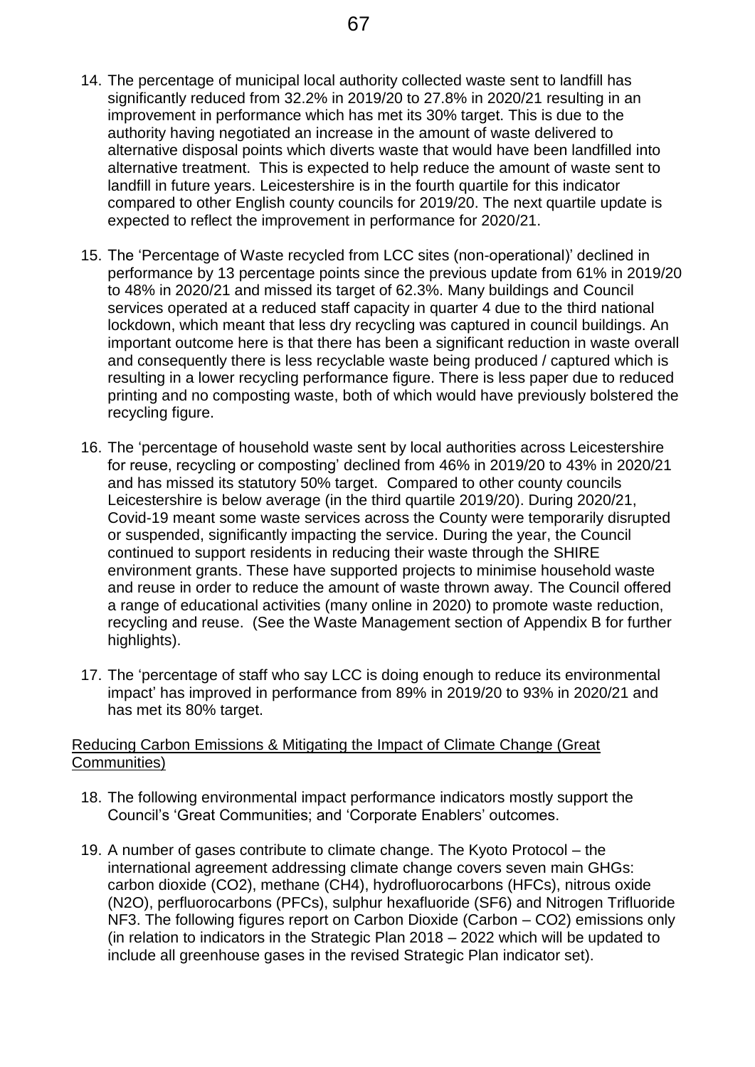14. The percentage of municipal local authority collected waste sent to landfill has significantly reduced from 32.2% in 2019/20 to 27.8% in 2020/21 resulting in an improvement in performance which has met its 30% target. This is due to the authority having negotiated an increase in the amount of waste delivered to alternative disposal points which diverts waste that would have been landfilled into alternative treatment. This is expected to help reduce the amount of waste sent to landfill in future years. Leicestershire is in the fourth quartile for this indicator compared to other English county councils for 2019/20. The next quartile update is expected to reflect the improvement in performance for 2020/21.

15. The 'Percentage of Waste recycled from LCC sites (non-operational)' declined in performance by 13 percentage points since the previous update from 61% in 2019/20 to 48% in 2020/21 and missed its target of 62.3%. Many buildings and Council services operated at a reduced staff capacity in quarter 4 due to the third national lockdown, which meant that less dry recycling was captured in council buildings. An important outcome here is that there has been a significant reduction in waste overall and consequently there is less recyclable waste being produced / captured which is resulting in a lower recycling performance figure. There is less paper due to reduced printing and no composting waste, both of which would have previously bolstered the recycling figure.

16. The 'percentage of household waste sent by local authorities across Leicestershire for reuse, recycling or composting' declined from 46% in 2019/20 to 43% in 2020/21 and has missed its statutory 50% target. Compared to other county councils Leicestershire is below average (in the third quartile 2019/20). During 2020/21, Covid-19 meant some waste services across the County were temporarily disrupted or suspended, significantly impacting the service. During the year, the Council continued to support residents in reducing their waste through the SHIRE environment grants. These have supported projects to minimise household waste and reuse in order to reduce the amount of waste thrown away. The Council offered a range of educational activities (many online in 2020) to promote waste reduction, recycling and reuse. (See the Waste Management section of Appendix B for further highlights).

17. The 'percentage of staff who say LCC is doing enough to reduce its environmental impact' has improved in performance from 89% in 2019/20 to 93% in 2020/21 and has met its 80% target.

<u>Reducing Carbon Emissions & Mitigating the Impact of Climate Change (Great Communities)</u>

18. The following environmental impact performance indicators mostly support the Council's 'Great Communities; and 'Corporate Enablers' outcomes.

19. A number of gases contribute to climate change. The Kyoto Protocol – the international agreement addressing climate change covers seven main GHGs: carbon dioxide ($CO_2$), methane ($CH_4$), hydrofluorocarbons (HFCs), nitrous oxide ($N_2O$), perfluorocarbons (PFCs), sulphur hexafluoride ($SF_6$) and Nitrogen Trifluoride $NF_3$. The following figures report on Carbon Dioxide (Carbon – $CO_2$) emissions only (in relation to indicators in the Strategic Plan 2018 – 2022 which will be updated to include all greenhouse gases in the revised Strategic Plan indicator set).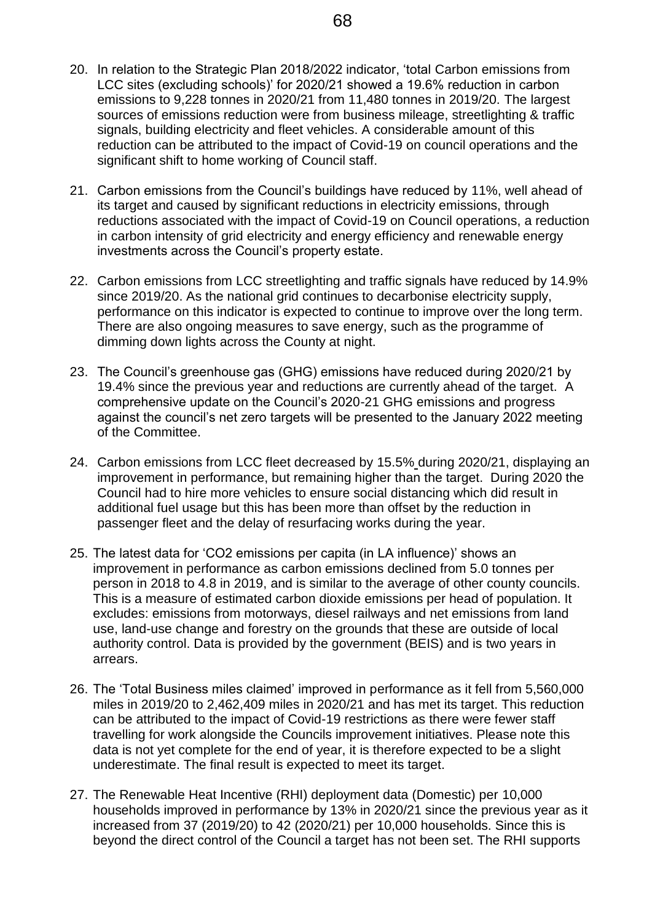20. In relation to the Strategic Plan 2018/2022 indicator, 'total Carbon emissions from LCC sites (excluding schools)' for 2020/21 showed a 19.6% reduction in carbon emissions to 9,228 tonnes in 2020/21 from 11,480 tonnes in 2019/20. The largest sources of emissions reduction were from business mileage, streetlighting & traffic signals, building electricity and fleet vehicles. A considerable amount of this reduction can be attributed to the impact of Covid-19 on council operations and the significant shift to home working of Council staff.

21. Carbon emissions from the Council's buildings have reduced by 11%, well ahead of its target and caused by significant reductions in electricity emissions, through reductions associated with the impact of Covid-19 on Council operations, a reduction in carbon intensity of grid electricity and energy efficiency and renewable energy investments across the Council's property estate.

22. Carbon emissions from LCC streetlighting and traffic signals have reduced by 14.9% since 2019/20. As the national grid continues to decarbonise electricity supply, performance on this indicator is expected to continue to improve over the long term. There are also ongoing measures to save energy, such as the programme of dimming down lights across the County at night.

23. The Council's greenhouse gas (GHG) emissions have reduced during 2020/21 by 19.4% since the previous year and reductions are currently ahead of the target. A comprehensive update on the Council's 2020-21 GHG emissions and progress against the council's net zero targets will be presented to the January 2022 meeting of the Committee.

24. Carbon emissions from LCC fleet decreased by 15.5% during 2020/21, displaying an improvement in performance, but remaining higher than the target. During 2020 the Council had to hire more vehicles to ensure social distancing which did result in additional fuel usage but this has been more than offset by the reduction in passenger fleet and the delay of resurfacing works during the year.

25. The latest data for '$CO_2$ emissions per capita (in LA influence)' shows an improvement in performance as carbon emissions declined from 5.0 tonnes per person in 2018 to 4.8 in 2019, and is similar to the average of other county councils. This is a measure of estimated carbon dioxide emissions per head of population. It excludes: emissions from motorways, diesel railways and net emissions from land use, land-use change and forestry on the grounds that these are outside of local authority control. Data is provided by the government (BEIS) and is two years in arrears.

26. The 'Total Business miles claimed' improved in performance as it fell from 5,560,000 miles in 2019/20 to 2,462,409 miles in 2020/21 and has met its target. This reduction can be attributed to the impact of Covid-19 restrictions as there were fewer staff travelling for work alongside the Councils improvement initiatives. Please note this data is not yet complete for the end of year, it is therefore expected to be a slight underestimate. The final result is expected to meet its target.

27. The Renewable Heat Incentive (RHI) deployment data (Domestic) per 10,000 households improved in performance by 13% in 2020/21 since the previous year as it increased from 37 (2019/20) to 42 (2020/21) per 10,000 households. Since this is beyond the direct control of the Council a target has not been set. The RHI supports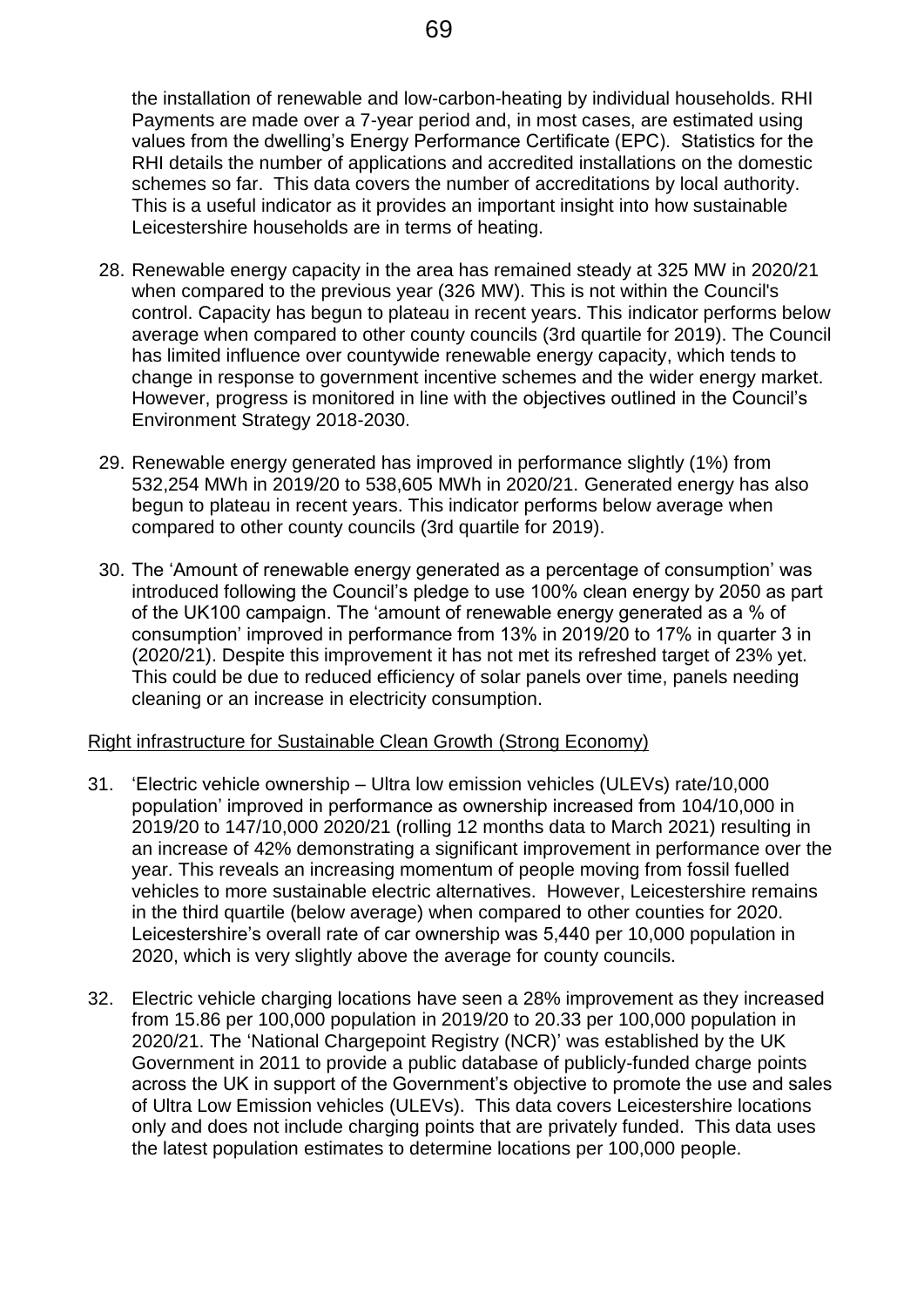the installation of renewable and low-carbon-heating by individual households. RHI Payments are made over a 7-year period and, in most cases, are estimated using values from the dwelling's Energy Performance Certificate (EPC). Statistics for the RHI details the number of applications and accredited installations on the domestic schemes so far. This data covers the number of accreditations by local authority. This is a useful indicator as it provides an important insight into how sustainable Leicestershire households are in terms of heating.

28. Renewable energy capacity in the area has remained steady at 325 MW in 2020/21 when compared to the previous year (326 MW). This is not within the Council's control. Capacity has begun to plateau in recent years. This indicator performs below average when compared to other county councils (3rd quartile for 2019). The Council has limited influence over countywide renewable energy capacity, which tends to change in response to government incentive schemes and the wider energy market. However, progress is monitored in line with the objectives outlined in the Council's Environment Strategy 2018-2030.

29. Renewable energy generated has improved in performance slightly (1%) from 532,254 MWh in 2019/20 to 538,605 MWh in 2020/21. Generated energy has also begun to plateau in recent years. This indicator performs below average when compared to other county councils (3rd quartile for 2019).

30. The 'Amount of renewable energy generated as a percentage of consumption' was introduced following the Council's pledge to use 100% clean energy by 2050 as part of the UK100 campaign. The 'amount of renewable energy generated as a % of consumption' improved in performance from 13% in 2019/20 to 17% in quarter 3 in (2020/21). Despite this improvement it has not met its refreshed target of 23% yet. This could be due to reduced efficiency of solar panels over time, panels needing cleaning or an increase in electricity consumption.

Right infrastructure for Sustainable Clean Growth (Strong Economy)

31. 'Electric vehicle ownership – Ultra low emission vehicles (ULEVs) rate/10,000 population' improved in performance as ownership increased from 104/10,000 in 2019/20 to 147/10,000 2020/21 (rolling 12 months data to March 2021) resulting in an increase of 42% demonstrating a significant improvement in performance over the year. This reveals an increasing momentum of people moving from fossil fuelled vehicles to more sustainable electric alternatives. However, Leicestershire remains in the third quartile (below average) when compared to other counties for 2020. Leicestershire's overall rate of car ownership was 5,440 per 10,000 population in 2020, which is very slightly above the average for county councils.

32. Electric vehicle charging locations have seen a 28% improvement as they increased from 15.86 per 100,000 population in 2019/20 to 20.33 per 100,000 population in 2020/21. The 'National Chargepoint Registry (NCR)' was established by the UK Government in 2011 to provide a public database of publicly-funded charge points across the UK in support of the Government's objective to promote the use and sales of Ultra Low Emission vehicles (ULEVs). This data covers Leicestershire locations only and does not include charging points that are privately funded. This data uses the latest population estimates to determine locations per 100,000 people.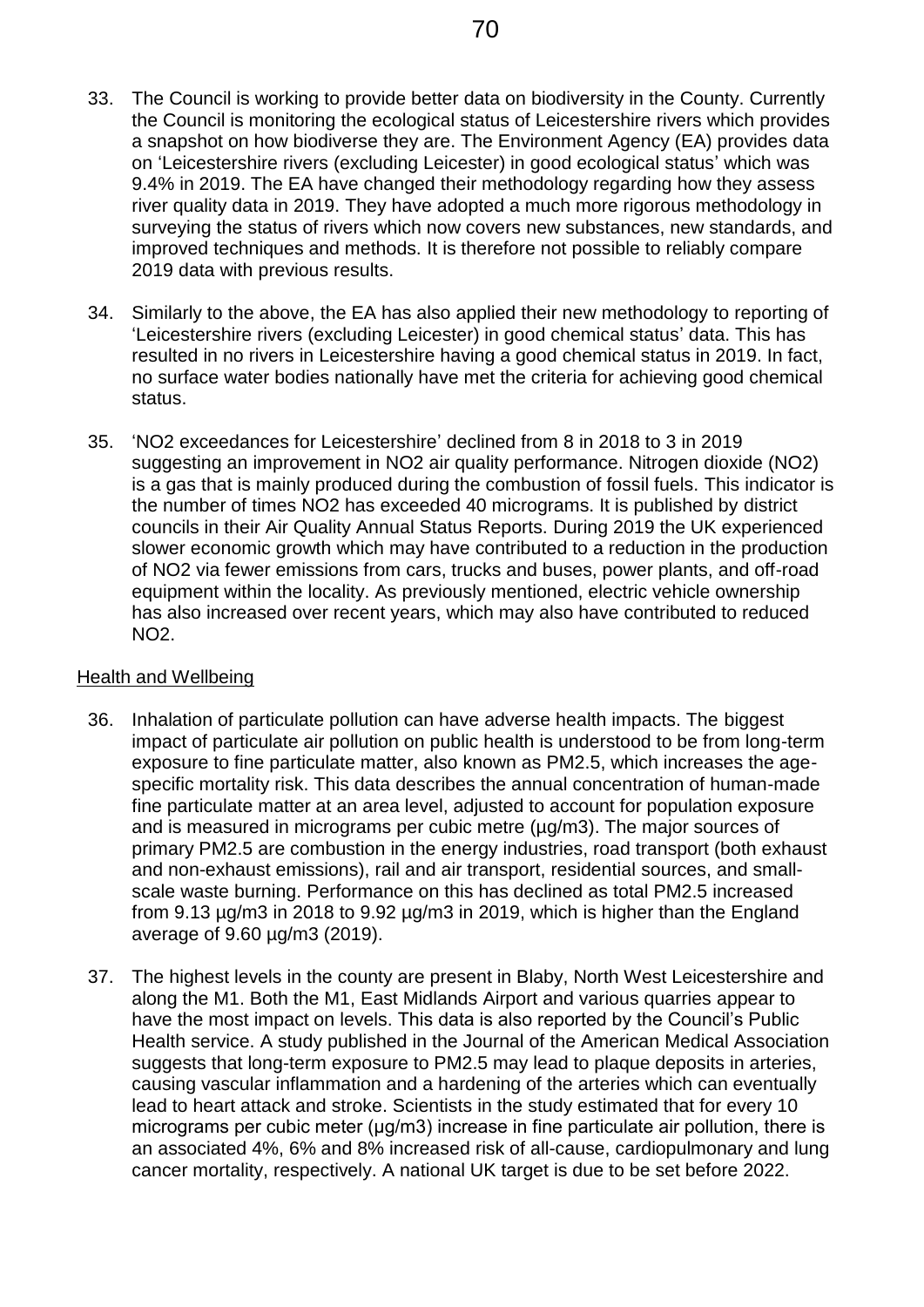33. The Council is working to provide better data on biodiversity in the County. Currently the Council is monitoring the ecological status of Leicestershire rivers which provides a snapshot on how biodiverse they are. The Environment Agency (EA) provides data on 'Leicestershire rivers (excluding Leicester) in good ecological status' which was 9.4% in 2019. The EA have changed their methodology regarding how they assess river quality data in 2019. They have adopted a much more rigorous methodology in surveying the status of rivers which now covers new substances, new standards, and improved techniques and methods. It is therefore not possible to reliably compare 2019 data with previous results.

34. Similarly to the above, the EA has also applied their new methodology to reporting of 'Leicestershire rivers (excluding Leicester) in good chemical status' data. This has resulted in no rivers in Leicestershire having a good chemical status in 2019. In fact, no surface water bodies nationally have met the criteria for achieving good chemical status.

35. '$NO_2$ exceedances for Leicestershire' declined from 8 in 2018 to 3 in 2019 suggesting an improvement in $NO_2$ air quality performance. Nitrogen dioxide ($NO_2$) is a gas that is mainly produced during the combustion of fossil fuels. This indicator is the number of times $NO_2$ has exceeded 40 micrograms. It is published by district councils in their Air Quality Annual Status Reports. During 2019 the UK experienced slower economic growth which may have contributed to a reduction in the production of $NO_2$ via fewer emissions from cars, trucks and buses, power plants, and off-road equipment within the locality. As previously mentioned, electric vehicle ownership has also increased over recent years, which may also have contributed to reduced $NO_2$.

<u>Health and Wellbeing</u>

36. Inhalation of particulate pollution can have adverse health impacts. The biggest impact of particulate air pollution on public health is understood to be from long-term exposure to fine particulate matter, also known as $PM_{2.5}$, which increases the age-specific mortality risk. This data describes the annual concentration of human-made fine particulate matter at an area level, adjusted to account for population exposure and is measured in micrograms per cubic metre (µg/m3). The major sources of primary $PM_{2.5}$ are combustion in the energy industries, road transport (both exhaust and non-exhaust emissions), rail and air transport, residential sources, and small-scale waste burning. Performance on this has declined as total $PM_{2.5}$ increased from 9.13 µg/m3 in 2018 to 9.92 µg/m3 in 2019, which is higher than the England average of 9.60 µg/m3 (2019).

37. The highest levels in the county are present in Blaby, North West Leicestershire and along the M1. Both the M1, East Midlands Airport and various quarries appear to have the most impact on levels. This data is also reported by the Council's Public Health service. A study published in the Journal of the American Medical Association suggests that long-term exposure to $PM_{2.5}$ may lead to plaque deposits in arteries, causing vascular inflammation and a hardening of the arteries which can eventually lead to heart attack and stroke. Scientists in the study estimated that for every 10 micrograms per cubic meter (µg/m3) increase in fine particulate air pollution, there is an associated 4%, 6% and 8% increased risk of all-cause, cardiopulmonary and lung cancer mortality, respectively. A national UK target is due to be set before 2022.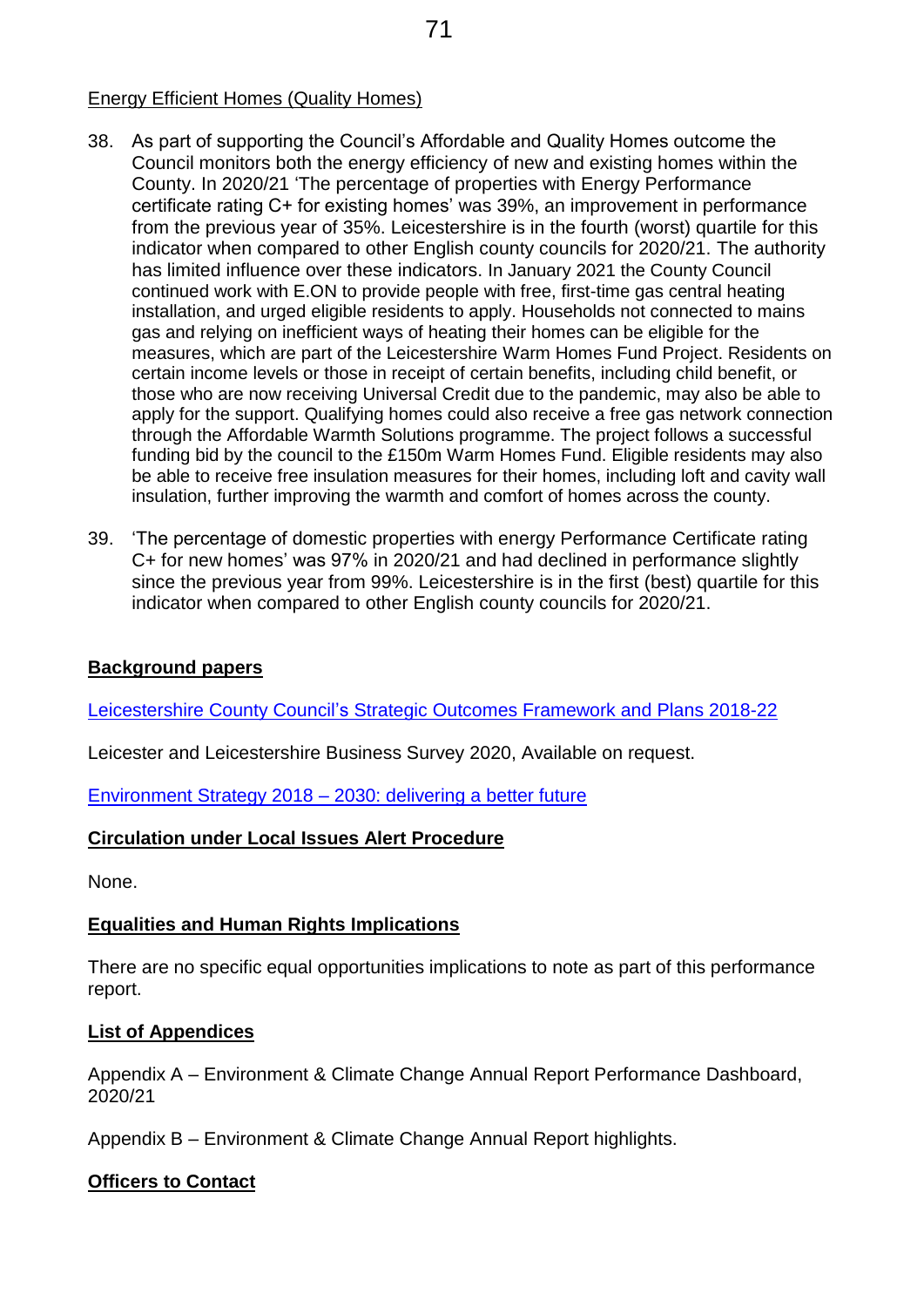Energy Efficient Homes (Quality Homes)

38. As part of supporting the Council's Affordable and Quality Homes outcome the Council monitors both the energy efficiency of new and existing homes within the County. In 2020/21 'The percentage of properties with Energy Performance certificate rating C+ for existing homes' was 39%, an improvement in performance from the previous year of 35%. Leicestershire is in the fourth (worst) quartile for this indicator when compared to other English county councils for 2020/21. The authority has limited influence over these indicators. In January 2021 the County Council continued work with E.ON to provide people with free, first-time gas central heating installation, and urged eligible residents to apply. Households not connected to mains gas and relying on inefficient ways of heating their homes can be eligible for the measures, which are part of the Leicestershire Warm Homes Fund Project. Residents on certain income levels or those in receipt of certain benefits, including child benefit, or those who are now receiving Universal Credit due to the pandemic, may also be able to apply for the support. Qualifying homes could also receive a free gas network connection through the Affordable Warmth Solutions programme. The project follows a successful funding bid by the council to the £150m Warm Homes Fund. Eligible residents may also be able to receive free insulation measures for their homes, including loft and cavity wall insulation, further improving the warmth and comfort of homes across the county.

39. 'The percentage of domestic properties with energy Performance Certificate rating C+ for new homes' was 97% in 2020/21 and had declined in performance slightly since the previous year from 99%. Leicestershire is in the first (best) quartile for this indicator when compared to other English county councils for 2020/21.

**Background papers**

Leicestershire County Council's Strategic Outcomes Framework and Plans 2018-22

Leicester and Leicestershire Business Survey 2020, Available on request.

Environment Strategy 2018 – 2030: delivering a better future

**Circulation under Local Issues Alert Procedure**

None.

**Equalities and Human Rights Implications**

There are no specific equal opportunities implications to note as part of this performance report.

**List of Appendices**

Appendix A – Environment & Climate Change Annual Report Performance Dashboard, 2020/21

Appendix B – Environment & Climate Change Annual Report highlights.

**Officers to Contact**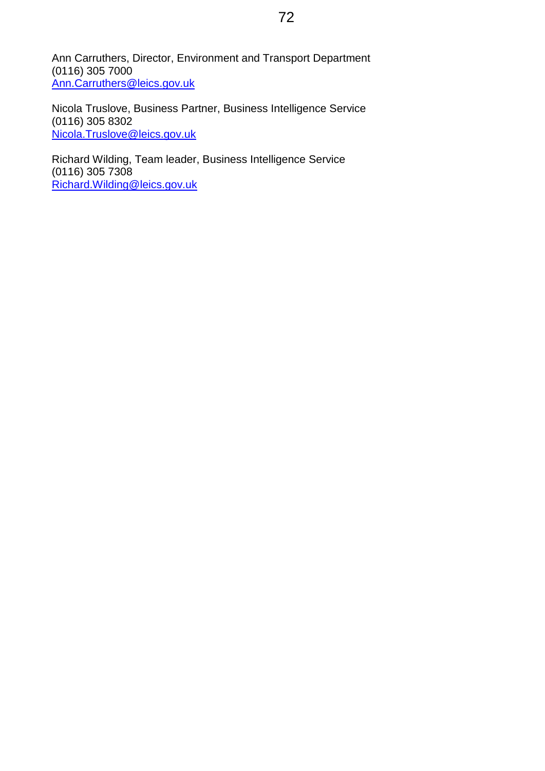Ann Carruthers, Director, Environment and Transport Department
(0116) 305 7000
Ann.Carruthers@leics.gov.uk

Nicola Truslove, Business Partner, Business Intelligence Service
(0116) 305 8302
Nicola.Truslove@leics.gov.uk

Richard Wilding, Team leader, Business Intelligence Service
(0116) 305 7308
Richard.Wilding@leics.gov.uk